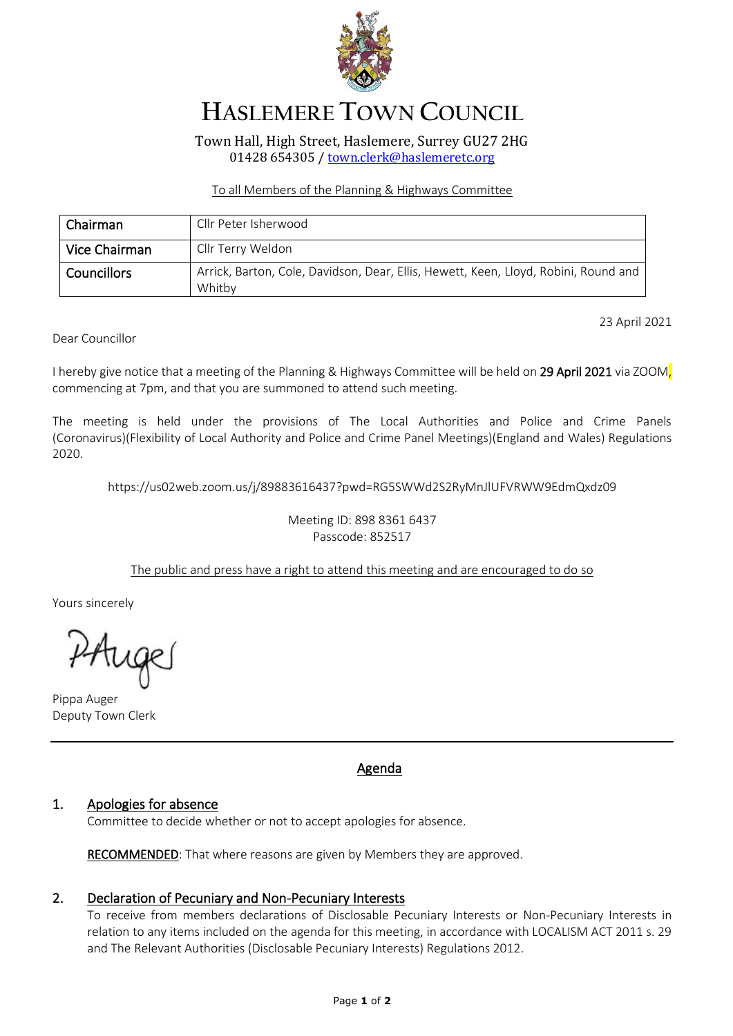# HASLEMERE TOWN COUNCIL

Town Hall, High Street, Haslemere, Surrey GU27 2HG
01428 654305 / town.clerk@haslemeretc.org

To all Members of the Planning & Highways Committee

| Chairman | Cllr Peter Isherwood |
|---|---|
| Vice Chairman | Cllr Terry Weldon |
| Councillors | Arrick, Barton, Cole, Davidson, Dear, Ellis, Hewett, Keen, Lloyd, Robini, Round and Whitby |

23 April 2021

Dear Councillor

I hereby give notice that a meeting of the Planning & Highways Committee will be held on **29 April 2021** via ZOOM, commencing at 7pm, and that you are summoned to attend such meeting.

The meeting is held under the provisions of The Local Authorities and Police and Crime Panels (Coronavirus)(Flexibility of Local Authority and Police and Crime Panel Meetings)(England and Wales) Regulations 2020.

https://us02web.zoom.us/j/89883616437?pwd=RG5SWWd2S2RyMnJlUFVRWW9EdmQxdz09

Meeting ID: 898 8361 6437
Passcode: 852517

The public and press have a right to attend this meeting and are encouraged to do so

Yours sincerely

PAuger

Pippa Auger
Deputy Town Clerk

---

## Agenda

### 1. Apologies for absence

Committee to decide whether or not to accept apologies for absence.

RECOMMENDED: That where reasons are given by Members they are approved.

### 2. Declaration of Pecuniary and Non-Pecuniary Interests

To receive from members declarations of Disclosable Pecuniary Interests or Non-Pecuniary Interests in relation to any items included on the agenda for this meeting, in accordance with LOCALISM ACT 2011 s. 29 and The Relevant Authorities (Disclosable Pecuniary Interests) Regulations 2012.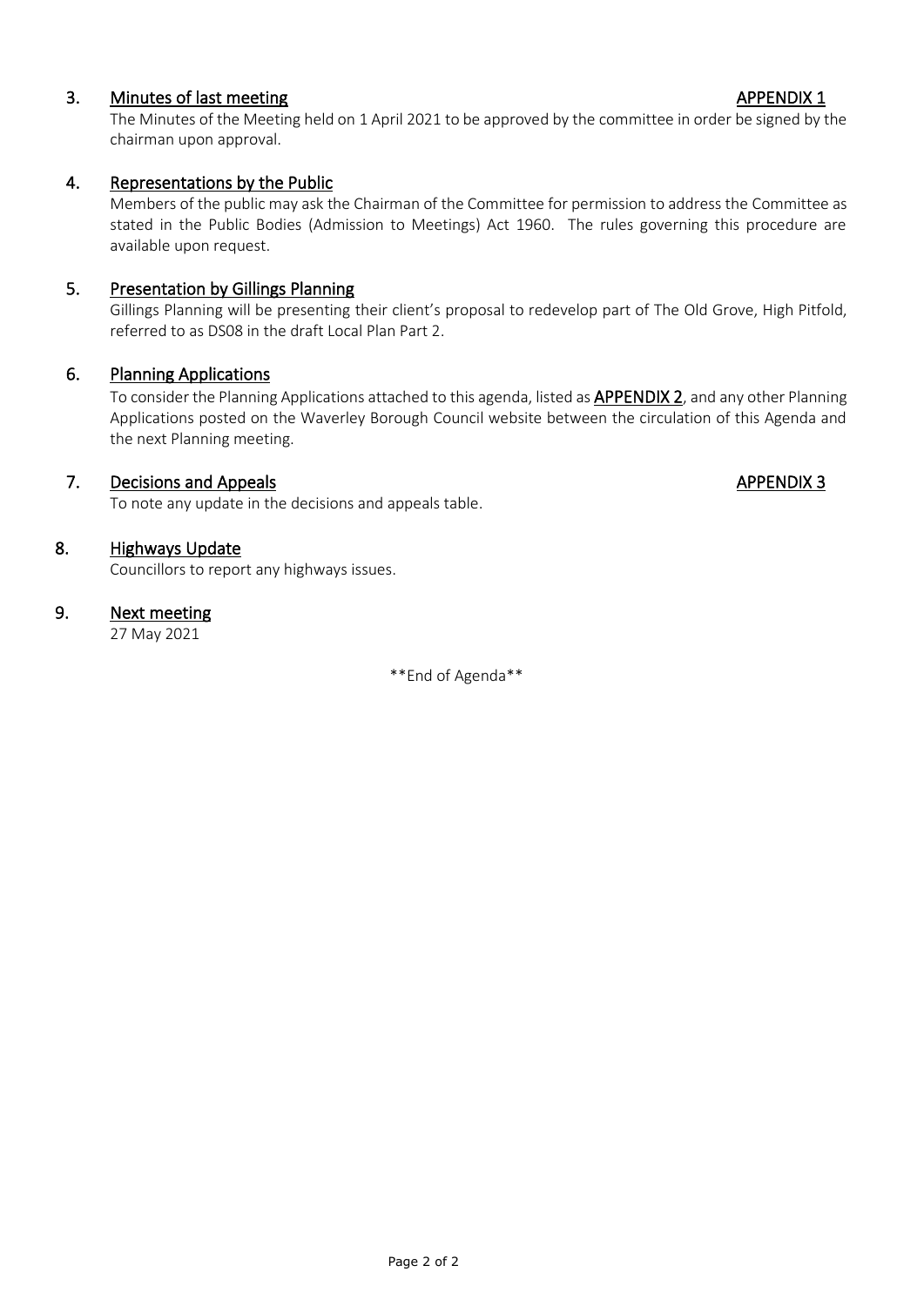## 3. Minutes of last meeting APPENDIX 1

The Minutes of the Meeting held on 1 April 2021 to be approved by the committee in order be signed by the chairman upon approval.

## 4. Representations by the Public

Members of the public may ask the Chairman of the Committee for permission to address the Committee as stated in the Public Bodies (Admission to Meetings) Act 1960. The rules governing this procedure are available upon request.

## 5. Presentation by Gillings Planning

Gillings Planning will be presenting their client's proposal to redevelop part of The Old Grove, High Pitfold, referred to as DS08 in the draft Local Plan Part 2.

## 6. Planning Applications

To consider the Planning Applications attached to this agenda, listed as **APPENDIX 2**, and any other Planning Applications posted on the Waverley Borough Council website between the circulation of this Agenda and the next Planning meeting.

## 7. Decisions and Appeals APPENDIX 3

To note any update in the decisions and appeals table.

## 8. Highways Update

Councillors to report any highways issues.

## 9. Next meeting

27 May 2021

**End of Agenda**